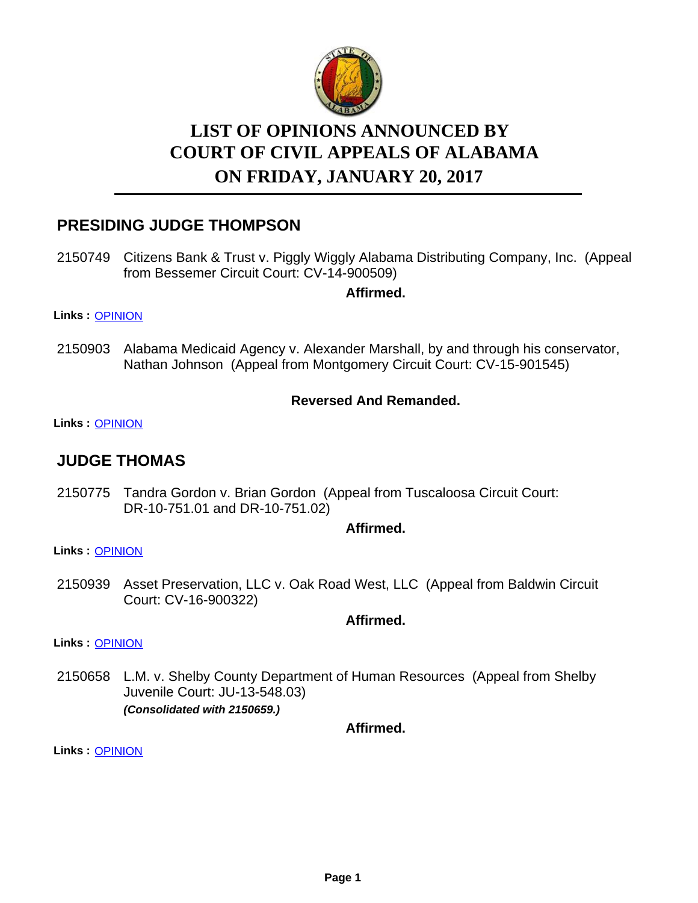# LIST OF OPINIONS ANNOUNCED BY COURT OF CIVIL APPEALS OF ALABAMA ON FRIDAY, JANUARY 20, 2017

## PRESIDING JUDGE THOMPSON

2150749 Citizens Bank & Trust v. Piggly Wiggly Alabama Distributing Company, Inc. (Appeal from Bessemer Circuit Court: CV-14-900509)

**Affirmed.**

**Links :** OPINION

2150903 Alabama Medicaid Agency v. Alexander Marshall, by and through his conservator, Nathan Johnson (Appeal from Montgomery Circuit Court: CV-15-901545)

**Reversed And Remanded.**

**Links :** OPINION

## JUDGE THOMAS

2150775 Tandra Gordon v. Brian Gordon (Appeal from Tuscaloosa Circuit Court: DR-10-751.01 and DR-10-751.02)

**Affirmed.**

**Links :** OPINION

2150939 Asset Preservation, LLC v. Oak Road West, LLC (Appeal from Baldwin Circuit Court: CV-16-900322)

**Affirmed.**

**Links :** OPINION

2150658 L.M. v. Shelby County Department of Human Resources (Appeal from Shelby Juvenile Court: JU-13-548.03)
***(Consolidated with 2150659.)***

**Affirmed.**

**Links :** OPINION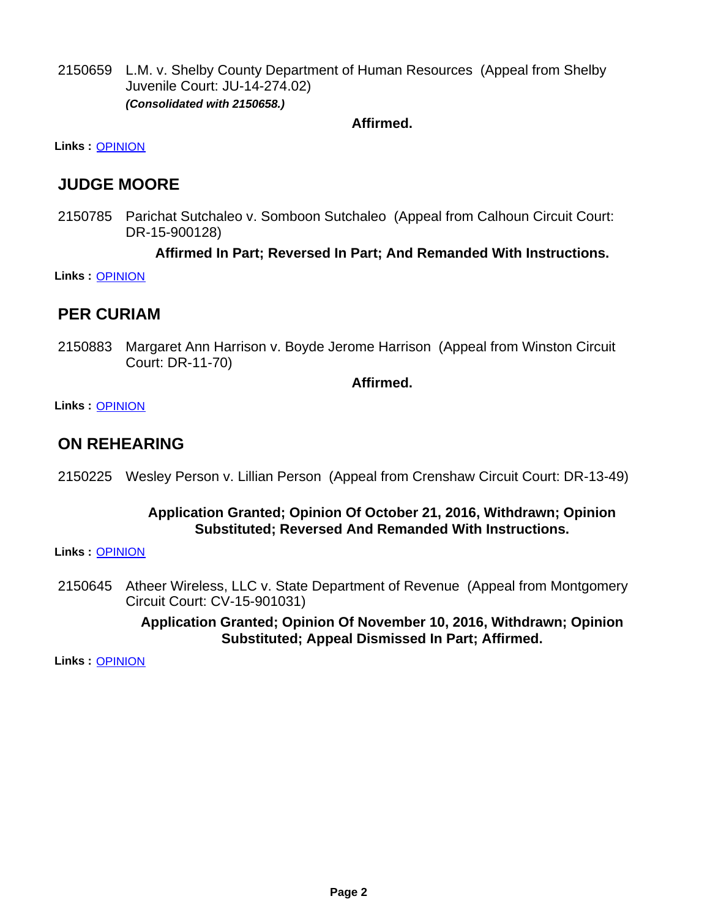2150659 L.M. v. Shelby County Department of Human Resources (Appeal from Shelby Juvenile Court: JU-14-274.02)
***(Consolidated with 2150658.)***

**Affirmed.**

**Links :** OPINION

## JUDGE MOORE

2150785 Parichat Sutchaleo v. Somboon Sutchaleo (Appeal from Calhoun Circuit Court: DR-15-900128)

**Affirmed In Part; Reversed In Part; And Remanded With Instructions.**

**Links :** OPINION

## PER CURIAM

2150883 Margaret Ann Harrison v. Boyde Jerome Harrison (Appeal from Winston Circuit Court: DR-11-70)

**Affirmed.**

**Links :** OPINION

## ON REHEARING

2150225 Wesley Person v. Lillian Person (Appeal from Crenshaw Circuit Court: DR-13-49)

**Application Granted; Opinion Of October 21, 2016, Withdrawn; Opinion Substituted; Reversed And Remanded With Instructions.**

**Links :** OPINION

2150645 Atheer Wireless, LLC v. State Department of Revenue (Appeal from Montgomery Circuit Court: CV-15-901031)

**Application Granted; Opinion Of November 10, 2016, Withdrawn; Opinion Substituted; Appeal Dismissed In Part; Affirmed.**

**Links :** OPINION